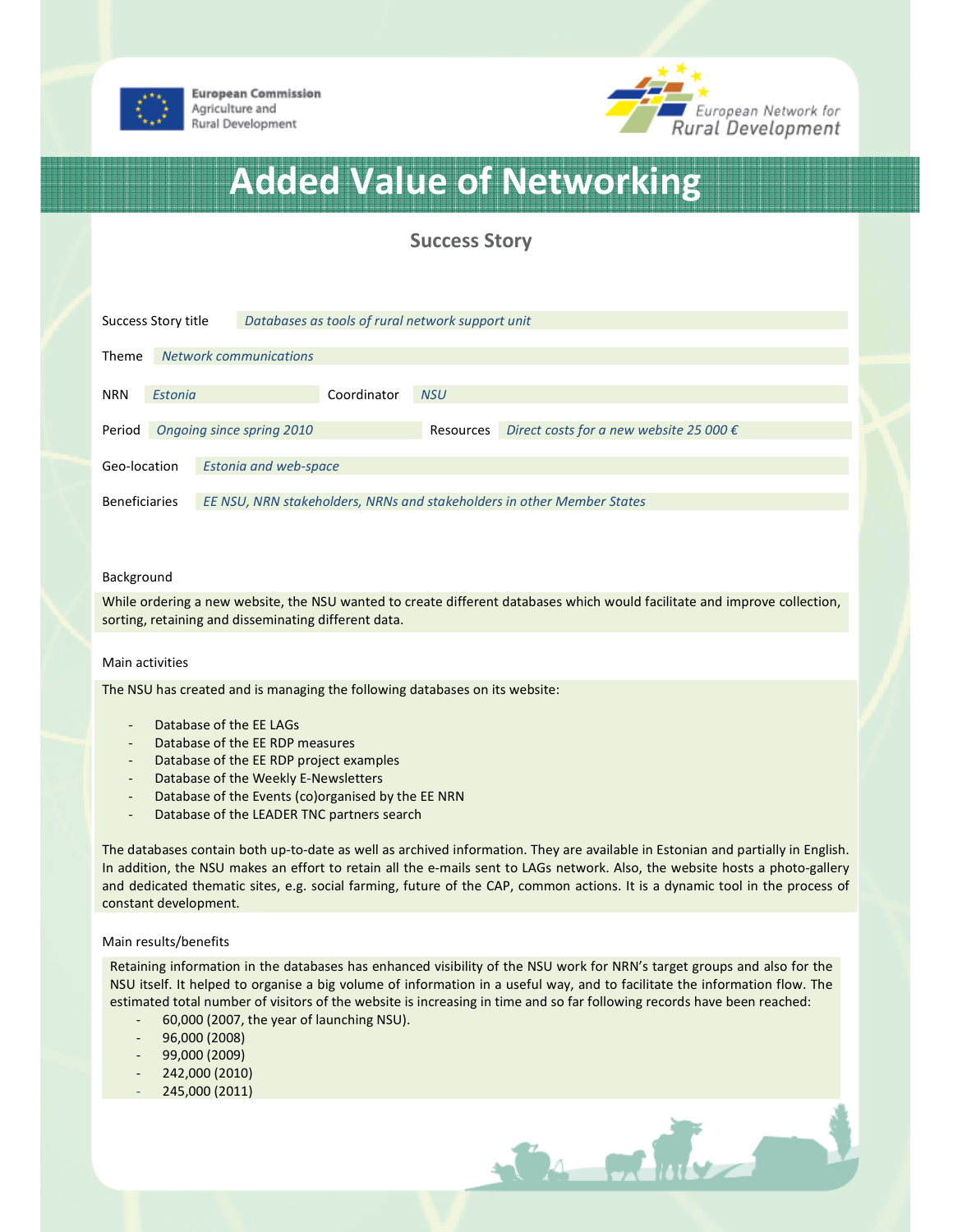European Commission
Agriculture and
Rural Development

European Network for Rural Development

# Added Value of Networking

## Success Story

| | |
|---|---|
| Success Story title | *Databases as tools of rural network support unit* |
| Theme | *Network communications* |
| NRN | *Estonia* |
| Coordinator | *NSU* |
| Period | *Ongoing since spring 2010* |
| Resources | *Direct costs for a new website 25 000 €* |
| Geo-location | *Estonia and web-space* |
| Beneficiaries | *EE NSU, NRN stakeholders, NRNs and stakeholders in other Member States* |

### Background

While ordering a new website, the NSU wanted to create different databases which would facilitate and improve collection, sorting, retaining and disseminating different data.

### Main activities

The NSU has created and is managing the following databases on its website:

- Database of the EE LAGs
- Database of the EE RDP measures
- Database of the EE RDP project examples
- Database of the Weekly E-Newsletters
- Database of the Events (co)organised by the EE NRN
- Database of the LEADER TNC partners search

The databases contain both up-to-date as well as archived information. They are available in Estonian and partially in English. In addition, the NSU makes an effort to retain all the e-mails sent to LAGs network. Also, the website hosts a photo-gallery and dedicated thematic sites, e.g. social farming, future of the CAP, common actions. It is a dynamic tool in the process of constant development.

### Main results/benefits

Retaining information in the databases has enhanced visibility of the NSU work for NRN's target groups and also for the NSU itself. It helped to organise a big volume of information in a useful way, and to facilitate the information flow. The estimated total number of visitors of the website is increasing in time and so far following records have been reached:

- 60,000 (2007, the year of launching NSU).
- 96,000 (2008)
- 99,000 (2009)
- 242,000 (2010)
- 245,000 (2011)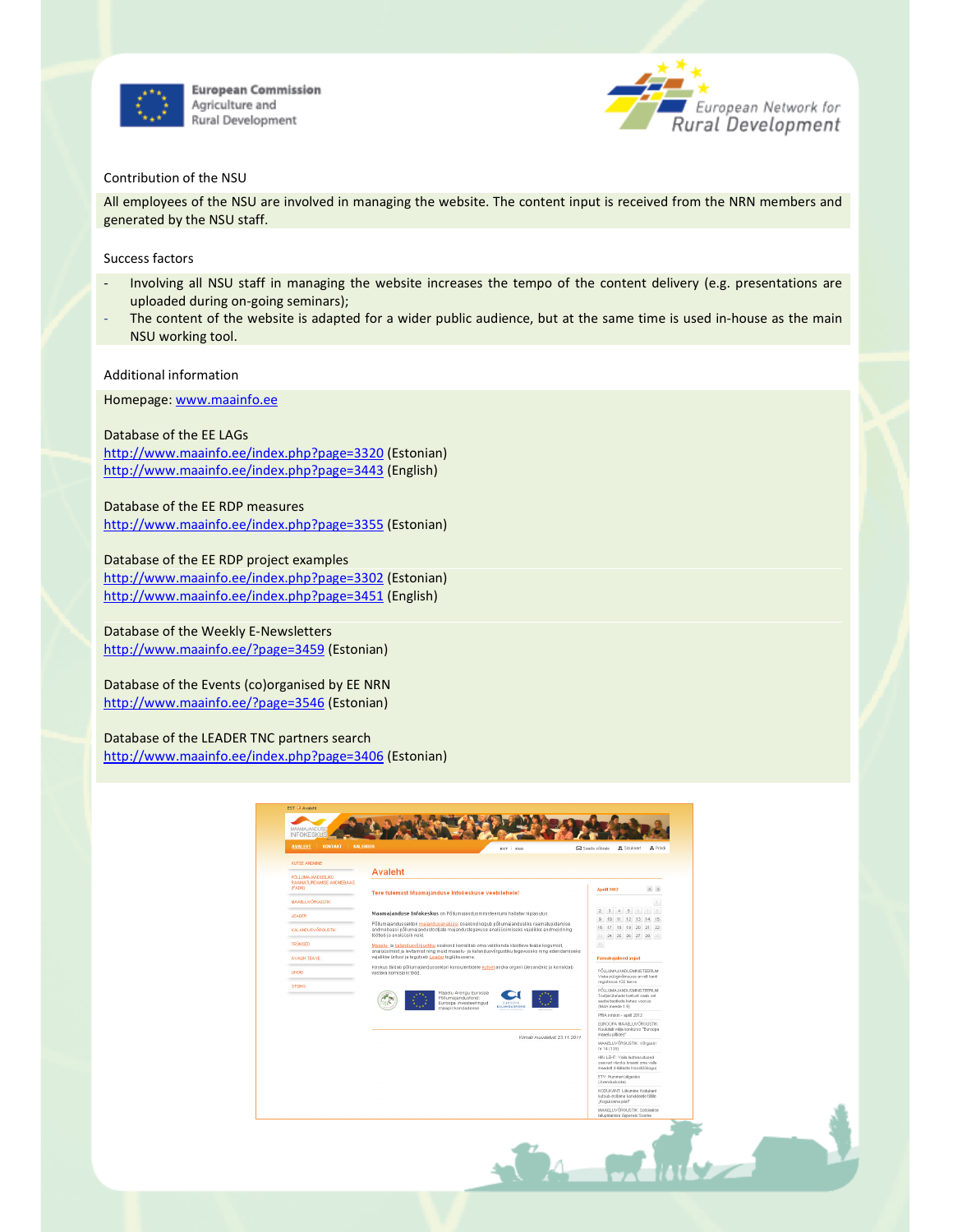Contribution of the NSU

All employees of the NSU are involved in managing the website. The content input is received from the NRN members and generated by the NSU staff.

Success factors

- Involving all NSU staff in managing the website increases the tempo of the content delivery (e.g. presentations are uploaded during on-going seminars);
- The content of the website is adapted for a wider public audience, but at the same time is used in-house as the main NSU working tool.

Additional information

Homepage: www.maainfo.ee

Database of the EE LAGs
http://www.maainfo.ee/index.php?page=3320 (Estonian)
http://www.maainfo.ee/index.php?page=3443 (English)

Database of the EE RDP measures
http://www.maainfo.ee/index.php?page=3355 (Estonian)

Database of the EE RDP project examples
http://www.maainfo.ee/index.php?page=3302 (Estonian)
http://www.maainfo.ee/index.php?page=3451 (English)

Database of the Weekly E-Newsletters
http://www.maainfo.ee/?page=3459 (Estonian)

Database of the Events (co)organised by EE NRN
http://www.maainfo.ee/?page=3546 (Estonian)

Database of the LEADER TNC partners search
http://www.maainfo.ee/index.php?page=3406 (Estonian)